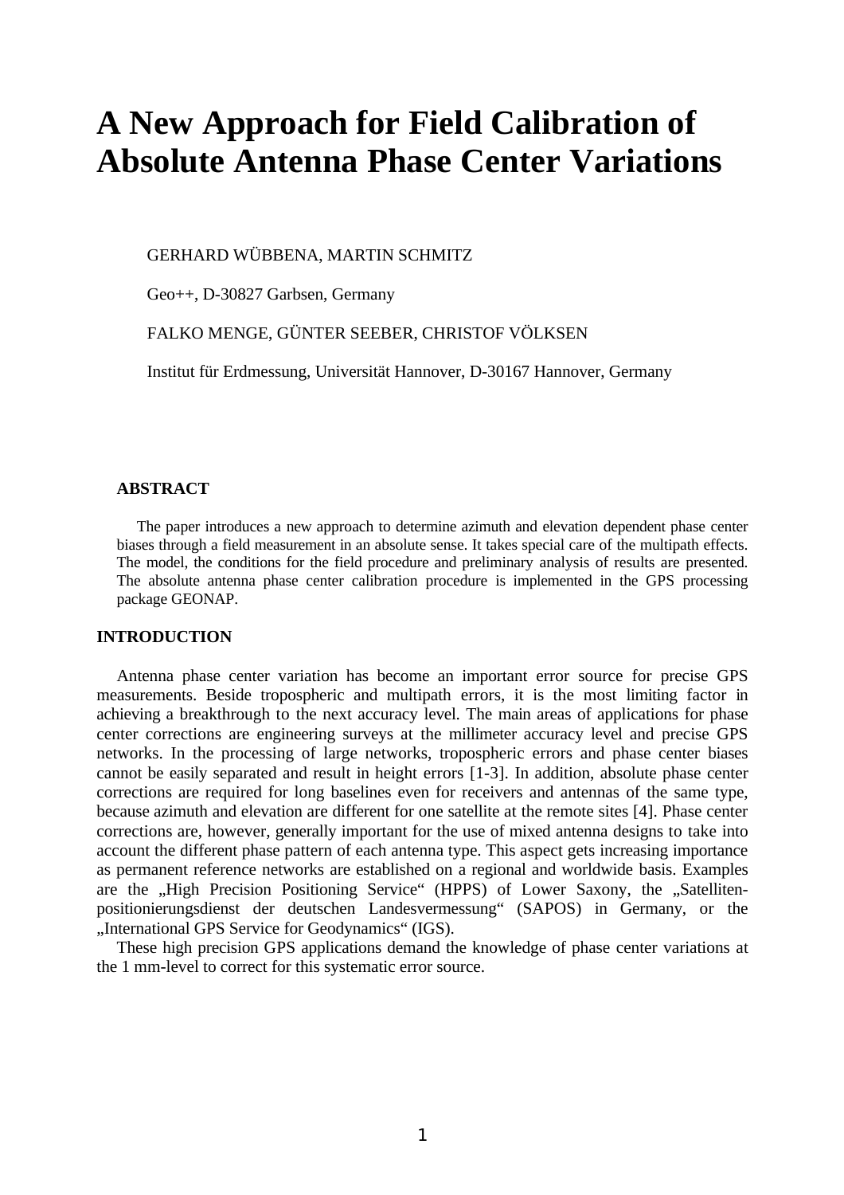# A New Approach for Field Calibration of Absolute Antenna Phase Center Variations

GERHARD WÜBBENA, MARTIN SCHMITZ

Geo++, D-30827 Garbsen, Germany

FALKO MENGE, GÜNTER SEEBER, CHRISTOF VÖLKSEN

Institut für Erdmessung, Universität Hannover, D-30167 Hannover, Germany

## ABSTRACT

The paper introduces a new approach to determine azimuth and elevation dependent phase center biases through a field measurement in an absolute sense. It takes special care of the multipath effects. The model, the conditions for the field procedure and preliminary analysis of results are presented. The absolute antenna phase center calibration procedure is implemented in the GPS processing package GEONAP.

## INTRODUCTION

Antenna phase center variation has become an important error source for precise GPS measurements. Beside tropospheric and multipath errors, it is the most limiting factor in achieving a breakthrough to the next accuracy level. The main areas of applications for phase center corrections are engineering surveys at the millimeter accuracy level and precise GPS networks. In the processing of large networks, tropospheric errors and phase center biases cannot be easily separated and result in height errors [1-3]. In addition, absolute phase center corrections are required for long baselines even for receivers and antennas of the same type, because azimuth and elevation are different for one satellite at the remote sites [4]. Phase center corrections are, however, generally important for the use of mixed antenna designs to take into account the different phase pattern of each antenna type. This aspect gets increasing importance as permanent reference networks are established on a regional and worldwide basis. Examples are the „High Precision Positioning Service“ (HPPS) of Lower Saxony, the „Satelliten-positionierungsdienst der deutschen Landesvermessung“ (SAPOS) in Germany, or the „International GPS Service for Geodynamics“ (IGS).

These high precision GPS applications demand the knowledge of phase center variations at the 1 mm-level to correct for this systematic error source.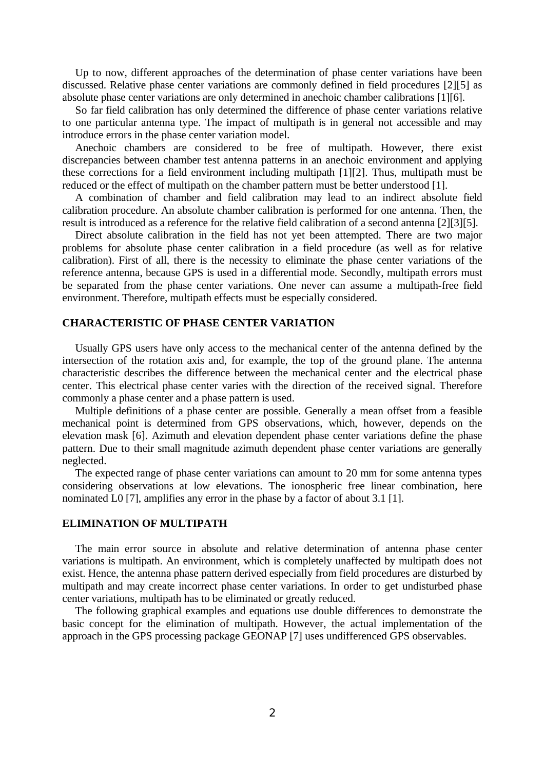Up to now, different approaches of the determination of phase center variations have been discussed. Relative phase center variations are commonly defined in field procedures [2][5] as absolute phase center variations are only determined in anechoic chamber calibrations [1][6].

So far field calibration has only determined the difference of phase center variations relative to one particular antenna type. The impact of multipath is in general not accessible and may introduce errors in the phase center variation model.

Anechoic chambers are considered to be free of multipath. However, there exist discrepancies between chamber test antenna patterns in an anechoic environment and applying these corrections for a field environment including multipath [1][2]. Thus, multipath must be reduced or the effect of multipath on the chamber pattern must be better understood [1].

A combination of chamber and field calibration may lead to an indirect absolute field calibration procedure. An absolute chamber calibration is performed for one antenna. Then, the result is introduced as a reference for the relative field calibration of a second antenna [2][3][5].

Direct absolute calibration in the field has not yet been attempted. There are two major problems for absolute phase center calibration in a field procedure (as well as for relative calibration). First of all, there is the necessity to eliminate the phase center variations of the reference antenna, because GPS is used in a differential mode. Secondly, multipath errors must be separated from the phase center variations. One never can assume a multipath-free field environment. Therefore, multipath effects must be especially considered.

## CHARACTERISTIC OF PHASE CENTER VARIATION

Usually GPS users have only access to the mechanical center of the antenna defined by the intersection of the rotation axis and, for example, the top of the ground plane. The antenna characteristic describes the difference between the mechanical center and the electrical phase center. This electrical phase center varies with the direction of the received signal. Therefore commonly a phase center and a phase pattern is used.

Multiple definitions of a phase center are possible. Generally a mean offset from a feasible mechanical point is determined from GPS observations, which, however, depends on the elevation mask [6]. Azimuth and elevation dependent phase center variations define the phase pattern. Due to their small magnitude azimuth dependent phase center variations are generally neglected.

The expected range of phase center variations can amount to 20 mm for some antenna types considering observations at low elevations. The ionospheric free linear combination, here nominated L0 [7], amplifies any error in the phase by a factor of about 3.1 [1].

## ELIMINATION OF MULTIPATH

The main error source in absolute and relative determination of antenna phase center variations is multipath. An environment, which is completely unaffected by multipath does not exist. Hence, the antenna phase pattern derived especially from field procedures are disturbed by multipath and may create incorrect phase center variations. In order to get undisturbed phase center variations, multipath has to be eliminated or greatly reduced.

The following graphical examples and equations use double differences to demonstrate the basic concept for the elimination of multipath. However, the actual implementation of the approach in the GPS processing package GEONAP [7] uses undifferenced GPS observables.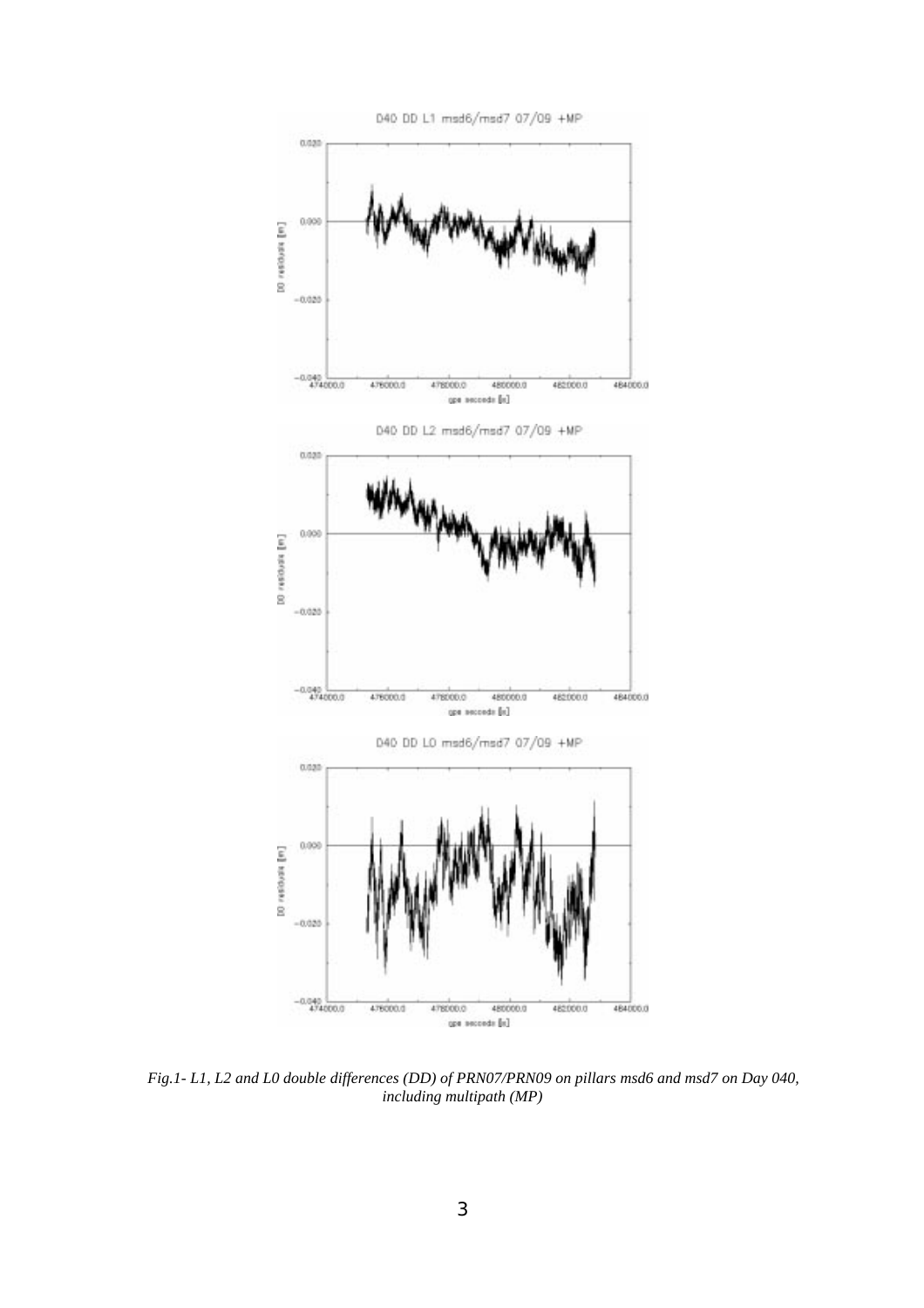*Fig.1- L1, L2 and L0 double differences (DD) of PRN07/PRN09 on pillars msd6 and msd7 on Day 040, including multipath (MP)*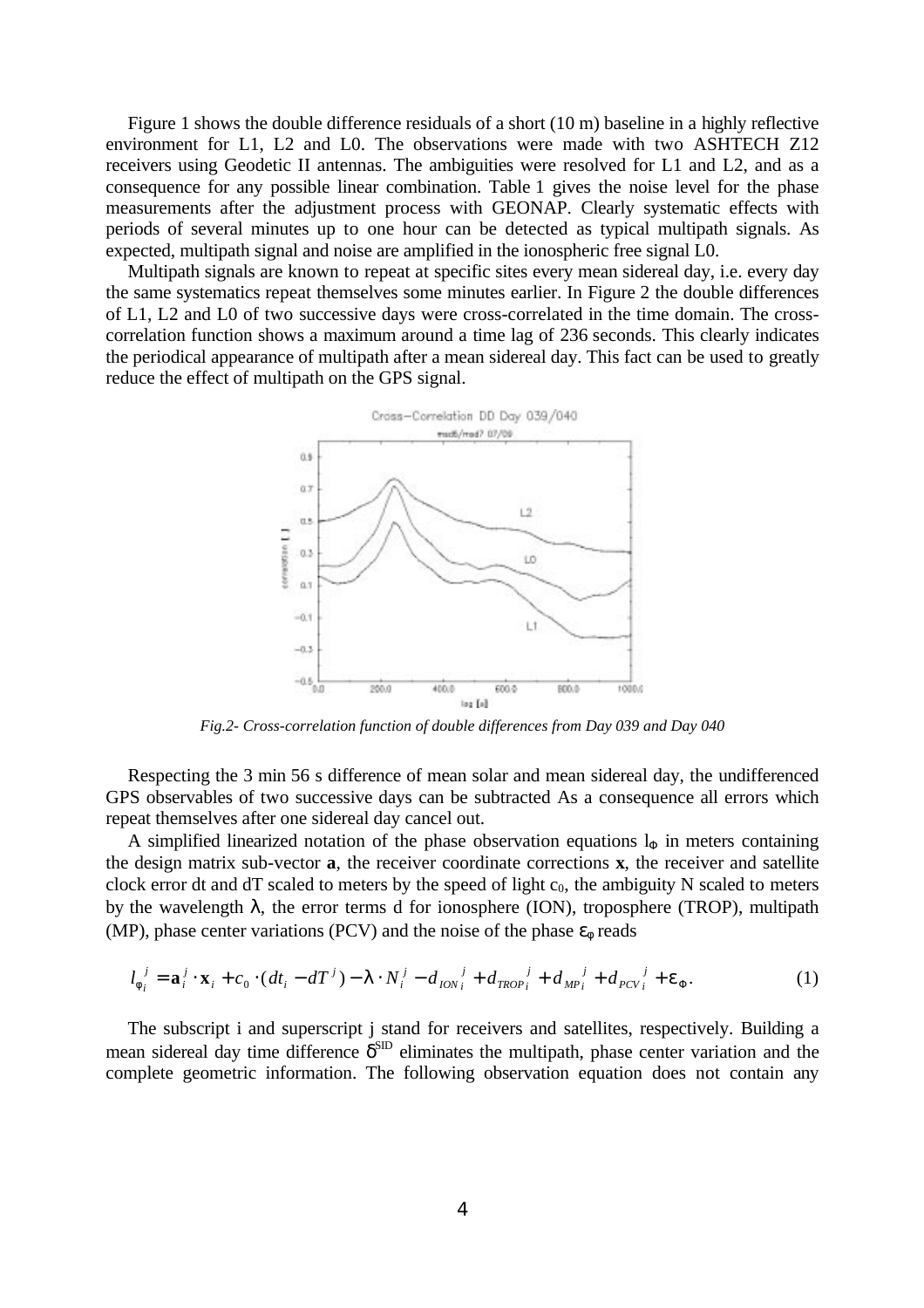Figure 1 shows the double difference residuals of a short (10 m) baseline in a highly reflective environment for L1, L2 and L0. The observations were made with two ASHTECH Z12 receivers using Geodetic II antennas. The ambiguities were resolved for L1 and L2, and as a consequence for any possible linear combination. Table 1 gives the noise level for the phase measurements after the adjustment process with GEONAP. Clearly systematic effects with periods of several minutes up to one hour can be detected as typical multipath signals. As expected, multipath signal and noise are amplified in the ionospheric free signal L0.

Multipath signals are known to repeat at specific sites every mean sidereal day, i.e. every day the same systematics repeat themselves some minutes earlier. In Figure 2 the double differences of L1, L2 and L0 of two successive days were cross-correlated in the time domain. The cross-correlation function shows a maximum around a time lag of 236 seconds. This clearly indicates the periodical appearance of multipath after a mean sidereal day. This fact can be used to greatly reduce the effect of multipath on the GPS signal.

*Fig.2- Cross-correlation function of double differences from Day 039 and Day 040*

Respecting the 3 min 56 s difference of mean solar and mean sidereal day, the undifferenced GPS observables of two successive days can be subtracted As a consequence all errors which repeat themselves after one sidereal day cancel out.

A simplified linearized notation of the phase observation equations $l_\Phi$ in meters containing the design matrix sub-vector **a**, the receiver coordinate corrections **x**, the receiver and satellite clock error dt and dT scaled to meters by the speed of light $c_0$, the ambiguity N scaled to meters by the wavelength $\lambda$, the error terms d for ionosphere (ION), troposphere (TROP), multipath (MP), phase center variations (PCV) and the noise of the phase $\varepsilon_\varphi$ reads

$$l_{\varphi_i}^{\ j} = \mathbf{a}_i^j \cdot \mathbf{x}_i + c_0 \cdot (dt_i - dT^j) - \lambda \cdot N_i^j - d_{ION\,i}^{\ \ j} + d_{TROP\,i}^{\ \ j} + d_{MP\,i}^{\ \ j} + d_{PCV\,i}^{\ \ j} + \varepsilon_\Phi . \tag{1}$$

The subscript i and superscript j stand for receivers and satellites, respectively. Building a mean sidereal day time difference $\delta^{SID}$ eliminates the multipath, phase center variation and the complete geometric information. The following observation equation does not contain any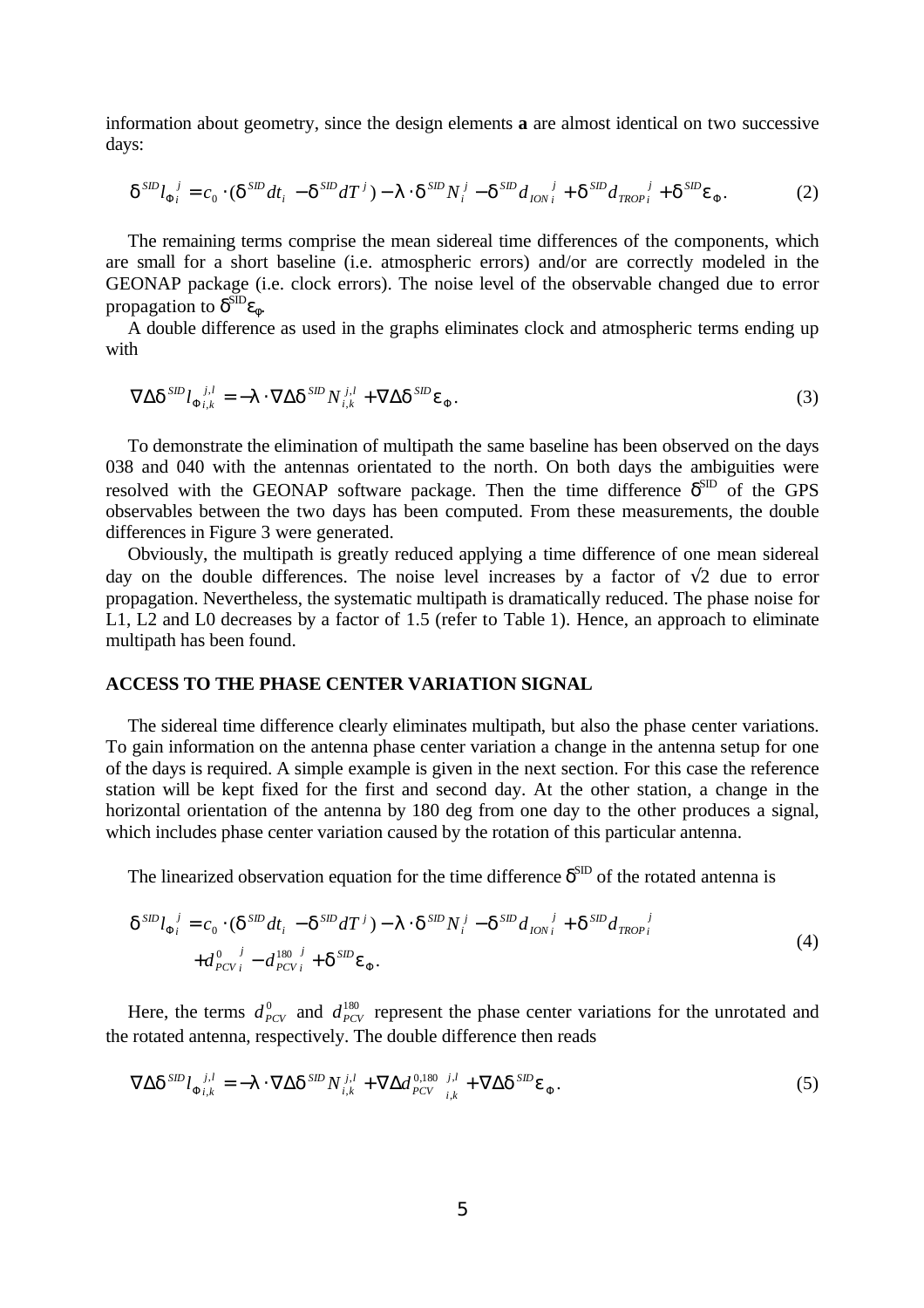information about geometry, since the design elements **a** are almost identical on two successive days:

$$\delta^{SID} l_{\Phi}{}_i^j = c_0 \cdot (\delta^{SID} dt_i - \delta^{SID} dT^j) - \lambda \cdot \delta^{SID} N_i^j - \delta^{SID} d_{ION}{}_i^j + \delta^{SID} d_{TROP}{}_i^j + \delta^{SID} \varepsilon_{\Phi}. \tag{2}$$

The remaining terms comprise the mean sidereal time differences of the components, which are small for a short baseline (i.e. atmospheric errors) and/or are correctly modeled in the GEONAP package (i.e. clock errors). The noise level of the observable changed due to error propagation to $\delta^{SID}\varepsilon_{\Phi}$.

A double difference as used in the graphs eliminates clock and atmospheric terms ending up with

$$\nabla\Delta\delta^{SID} l_{\Phi}{}_{i,k}^{j,l} = -\lambda \cdot \nabla\Delta\delta^{SID} N_{i,k}^{j,l} + \nabla\Delta\delta^{SID} \varepsilon_{\Phi}. \tag{3}$$

To demonstrate the elimination of multipath the same baseline has been observed on the days 038 and 040 with the antennas orientated to the north. On both days the ambiguities were resolved with the GEONAP software package. Then the time difference $\delta^{SID}$ of the GPS observables between the two days has been computed. From these measurements, the double differences in Figure 3 were generated.

Obviously, the multipath is greatly reduced applying a time difference of one mean sidereal day on the double differences. The noise level increases by a factor of $\sqrt{2}$ due to error propagation. Nevertheless, the systematic multipath is dramatically reduced. The phase noise for L1, L2 and L0 decreases by a factor of 1.5 (refer to Table 1). Hence, an approach to eliminate multipath has been found.

## ACCESS TO THE PHASE CENTER VARIATION SIGNAL

The sidereal time difference clearly eliminates multipath, but also the phase center variations. To gain information on the antenna phase center variation a change in the antenna setup for one of the days is required. A simple example is given in the next section. For this case the reference station will be kept fixed for the first and second day. At the other station, a change in the horizontal orientation of the antenna by 180 deg from one day to the other produces a signal, which includes phase center variation caused by the rotation of this particular antenna.

The linearized observation equation for the time difference $\delta^{SID}$ of the rotated antenna is

$$\begin{aligned}\delta^{SID} l_{\Phi}{}_i^j = {} & c_0 \cdot (\delta^{SID} dt_i - \delta^{SID} dT^j) - \lambda \cdot \delta^{SID} N_i^j - \delta^{SID} d_{ION}{}_i^j + \delta^{SID} d_{TROP}{}_i^j \\ & + d^{0}_{PCV}{}_i^j - d^{180}_{PCV}{}_i^j + \delta^{SID} \varepsilon_{\Phi}.\end{aligned} \tag{4}$$

Here, the terms $d^{0}_{PCV}$ and $d^{180}_{PCV}$ represent the phase center variations for the unrotated and the rotated antenna, respectively. The double difference then reads

$$\nabla\Delta\delta^{SID} l_{\Phi}{}_{i,k}^{j,l} = -\lambda \cdot \nabla\Delta\delta^{SID} N_{i,k}^{j,l} + \nabla\Delta d^{0,180}_{PCV}{}_{i,k}^{j,l} + \nabla\Delta\delta^{SID} \varepsilon_{\Phi}. \tag{5}$$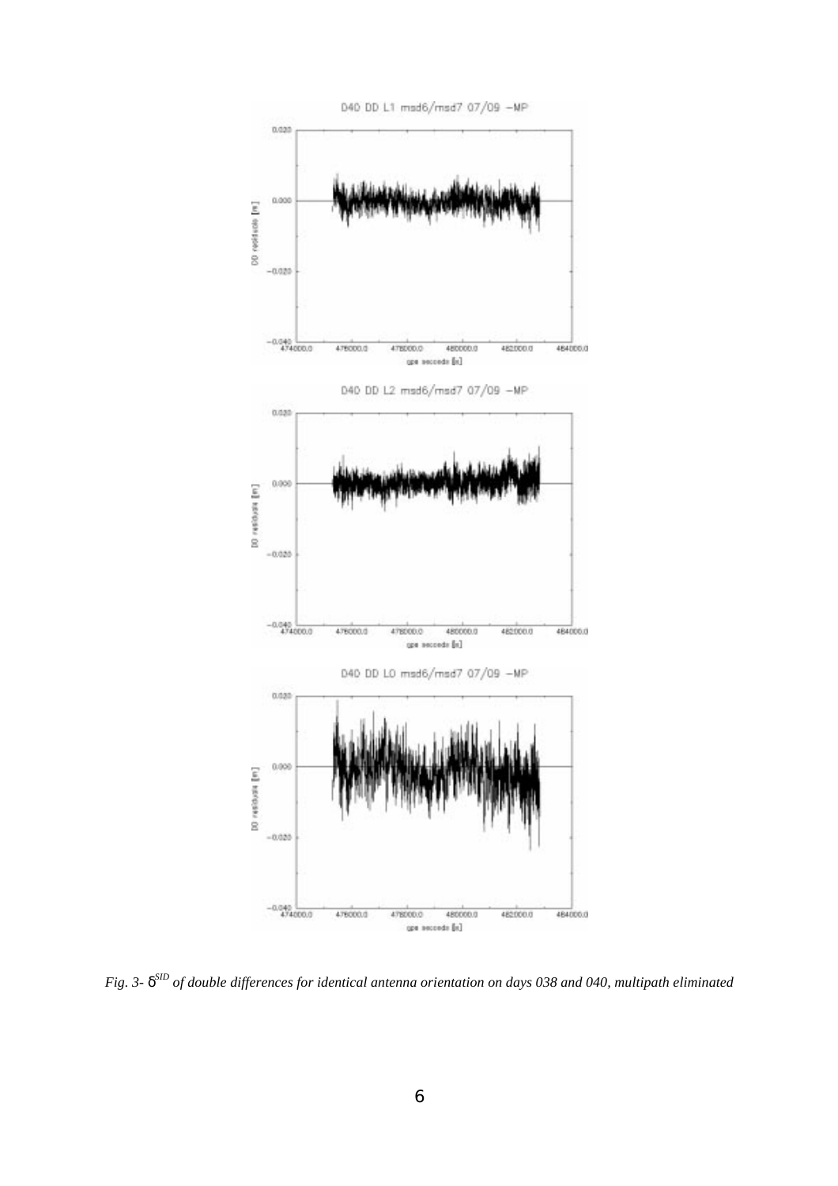*Fig. 3- $\delta^{SID}$ of double differences for identical antenna orientation on days 038 and 040, multipath eliminated*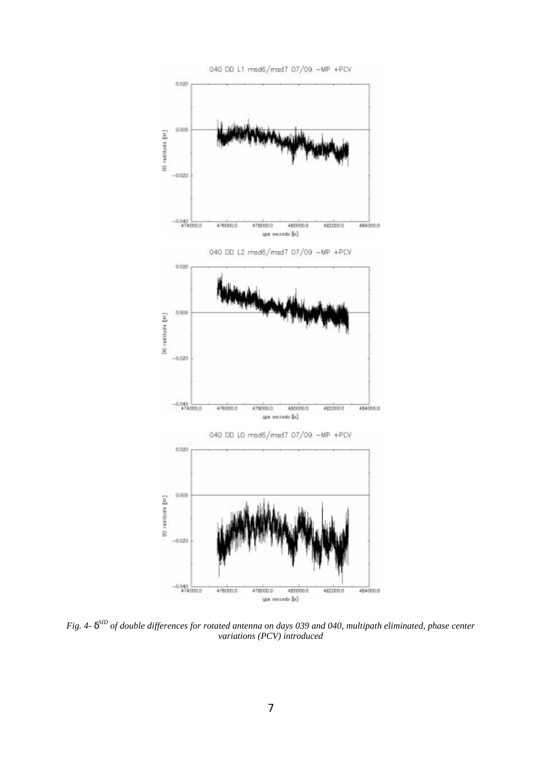*Fig. 4- $\delta^{SID}$ of double differences for rotated antenna on days 039 and 040, multipath eliminated, phase center variations (PCV) introduced*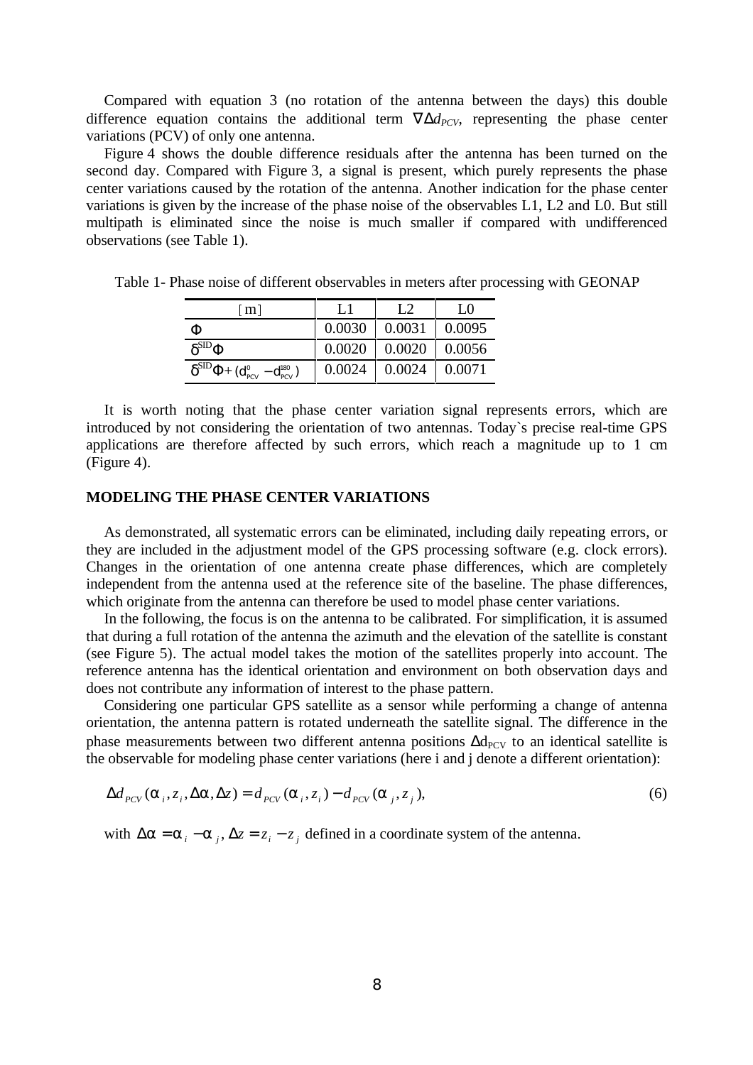Compared with equation 3 (no rotation of the antenna between the days) this double difference equation contains the additional term $\nabla\Delta d_{PCV}$, representing the phase center variations (PCV) of only one antenna.

Figure 4 shows the double difference residuals after the antenna has been turned on the second day. Compared with Figure 3, a signal is present, which purely represents the phase center variations caused by the rotation of the antenna. Another indication for the phase center variations is given by the increase of the phase noise of the observables L1, L2 and L0. But still multipath is eliminated since the noise is much smaller if compared with undifferenced observations (see Table 1).

Table 1- Phase noise of different observables in meters after processing with GEONAP

| [m] | L1 | L2 | L0 |
|---|---|---|---|
| $\Phi$ | 0.0030 | 0.0031 | 0.0095 |
| $\delta^{SID}\Phi$ | 0.0020 | 0.0020 | 0.0056 |
| $\delta^{SID}\Phi + (d^{0}_{PCV} - d^{180}_{PCV})$ | 0.0024 | 0.0024 | 0.0071 |

It is worth noting that the phase center variation signal represents errors, which are introduced by not considering the orientation of two antennas. Today`s precise real-time GPS applications are therefore affected by such errors, which reach a magnitude up to 1 cm (Figure 4).

## MODELING THE PHASE CENTER VARIATIONS

As demonstrated, all systematic errors can be eliminated, including daily repeating errors, or they are included in the adjustment model of the GPS processing software (e.g. clock errors). Changes in the orientation of one antenna create phase differences, which are completely independent from the antenna used at the reference site of the baseline. The phase differences, which originate from the antenna can therefore be used to model phase center variations.

In the following, the focus is on the antenna to be calibrated. For simplification, it is assumed that during a full rotation of the antenna the azimuth and the elevation of the satellite is constant (see Figure 5). The actual model takes the motion of the satellites properly into account. The reference antenna has the identical orientation and environment on both observation days and does not contribute any information of interest to the phase pattern.

Considering one particular GPS satellite as a sensor while performing a change of antenna orientation, the antenna pattern is rotated underneath the satellite signal. The difference in the phase measurements between two different antenna positions $\Delta d_{PCV}$ to an identical satellite is the observable for modeling phase center variations (here i and j denote a different orientation):

$$\Delta d_{PCV}(\alpha_i, z_i, \Delta\alpha, \Delta z) = d_{PCV}(\alpha_i, z_i) - d_{PCV}(\alpha_j, z_j), \tag{6}$$

with $\Delta\alpha = \alpha_i - \alpha_j$, $\Delta z = z_i - z_j$ defined in a coordinate system of the antenna.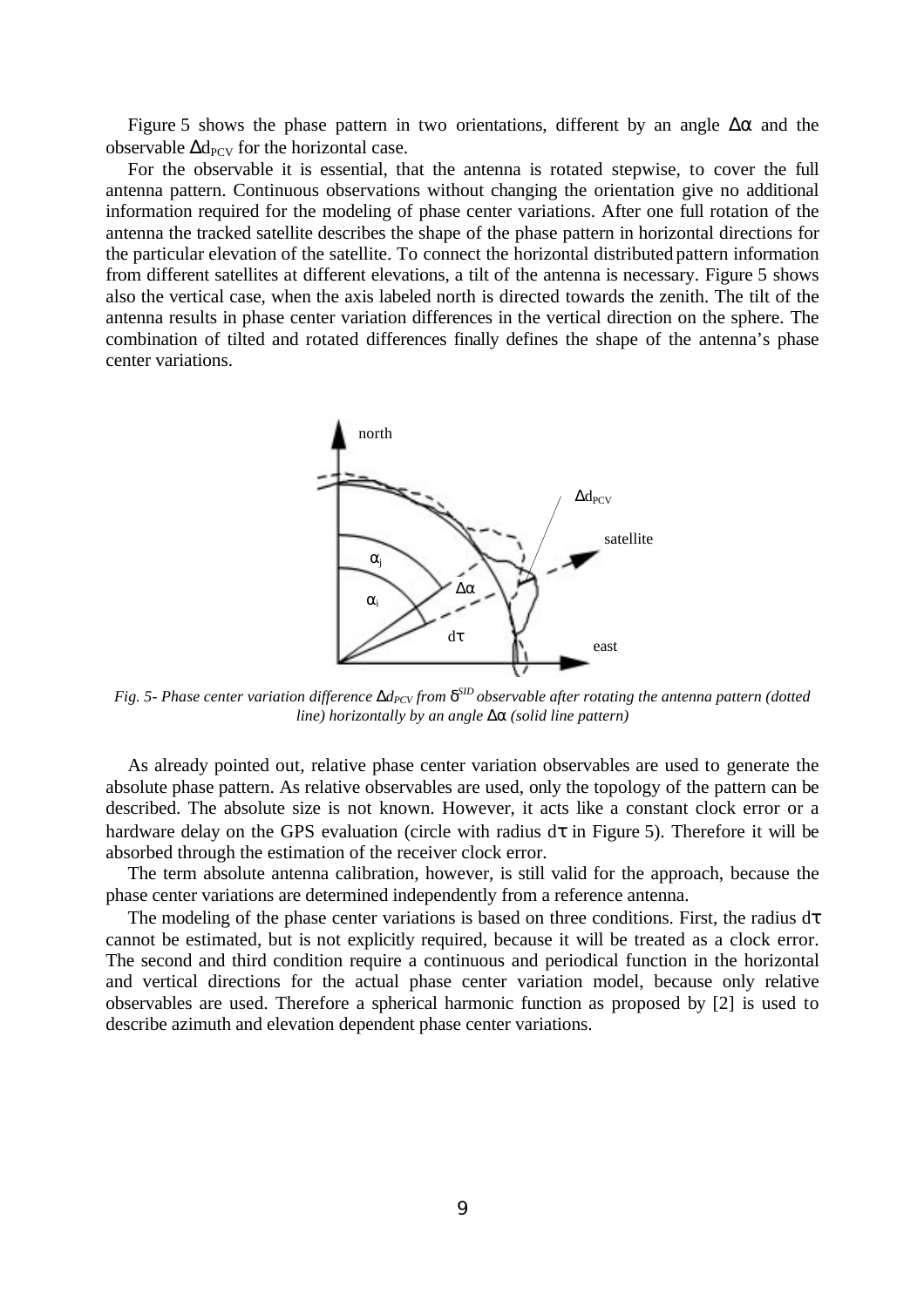Figure 5 shows the phase pattern in two orientations, different by an angle $\Delta\alpha$ and the observable $\Delta d_{PCV}$ for the horizontal case.

For the observable it is essential, that the antenna is rotated stepwise, to cover the full antenna pattern. Continuous observations without changing the orientation give no additional information required for the modeling of phase center variations. After one full rotation of the antenna the tracked satellite describes the shape of the phase pattern in horizontal directions for the particular elevation of the satellite. To connect the horizontal distributed pattern information from different satellites at different elevations, a tilt of the antenna is necessary. Figure 5 shows also the vertical case, when the axis labeled north is directed towards the zenith. The tilt of the antenna results in phase center variation differences in the vertical direction on the sphere. The combination of tilted and rotated differences finally defines the shape of the antenna's phase center variations.

*Fig. 5- Phase center variation difference $\Delta d_{PCV}$ from $\delta^{SID}$ observable after rotating the antenna pattern (dotted line) horizontally by an angle $\Delta\alpha$ (solid line pattern)*

As already pointed out, relative phase center variation observables are used to generate the absolute phase pattern. As relative observables are used, only the topology of the pattern can be described. The absolute size is not known. However, it acts like a constant clock error or a hardware delay on the GPS evaluation (circle with radius $d\tau$ in Figure 5). Therefore it will be absorbed through the estimation of the receiver clock error.

The term absolute antenna calibration, however, is still valid for the approach, because the phase center variations are determined independently from a reference antenna.

The modeling of the phase center variations is based on three conditions. First, the radius $d\tau$ cannot be estimated, but is not explicitly required, because it will be treated as a clock error. The second and third condition require a continuous and periodical function in the horizontal and vertical directions for the actual phase center variation model, because only relative observables are used. Therefore a spherical harmonic function as proposed by [2] is used to describe azimuth and elevation dependent phase center variations.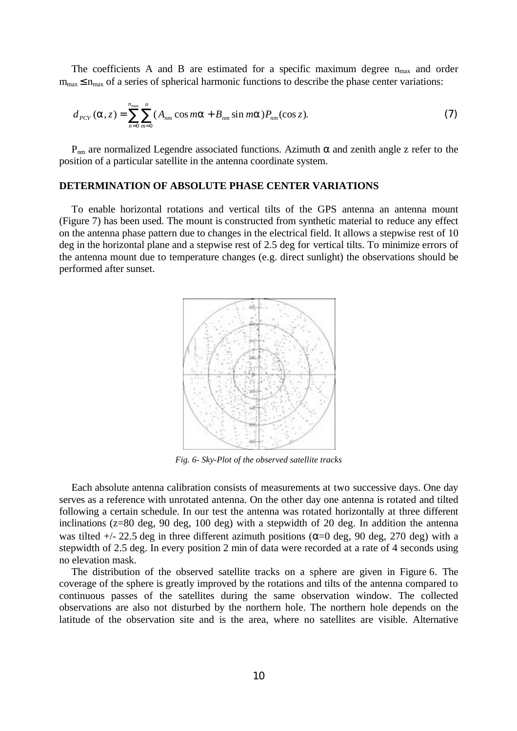The coefficients A and B are estimated for a specific maximum degree $n_{max}$ and order $m_{max} \leq n_{max}$ of a series of spherical harmonic functions to describe the phase center variations:

$$d_{PCV}(\alpha, z) = \sum_{n=0}^{n_{max}} \sum_{m=0}^{n} (A_{nm} \cos m\alpha + B_{nm} \sin m\alpha) P_{nm}(\cos z). \tag{7}$$

$P_{nm}$ are normalized Legendre associated functions. Azimuth $\alpha$ and zenith angle z refer to the position of a particular satellite in the antenna coordinate system.

## DETERMINATION OF ABSOLUTE PHASE CENTER VARIATIONS

To enable horizontal rotations and vertical tilts of the GPS antenna an antenna mount (Figure 7) has been used. The mount is constructed from synthetic material to reduce any effect on the antenna phase pattern due to changes in the electrical field. It allows a stepwise rest of 10 deg in the horizontal plane and a stepwise rest of 2.5 deg for vertical tilts. To minimize errors of the antenna mount due to temperature changes (e.g. direct sunlight) the observations should be performed after sunset.

*Fig. 6- Sky-Plot of the observed satellite tracks*

Each absolute antenna calibration consists of measurements at two successive days. One day serves as a reference with unrotated antenna. On the other day one antenna is rotated and tilted following a certain schedule. In our test the antenna was rotated horizontally at three different inclinations (z=80 deg, 90 deg, 100 deg) with a stepwidth of 20 deg. In addition the antenna was tilted +/- 22.5 deg in three different azimuth positions ($\alpha$=0 deg, 90 deg, 270 deg) with a stepwidth of 2.5 deg. In every position 2 min of data were recorded at a rate of 4 seconds using no elevation mask.

The distribution of the observed satellite tracks on a sphere are given in Figure 6. The coverage of the sphere is greatly improved by the rotations and tilts of the antenna compared to continuous passes of the satellites during the same observation window. The collected observations are also not disturbed by the northern hole. The northern hole depends on the latitude of the observation site and is the area, where no satellites are visible. Alternative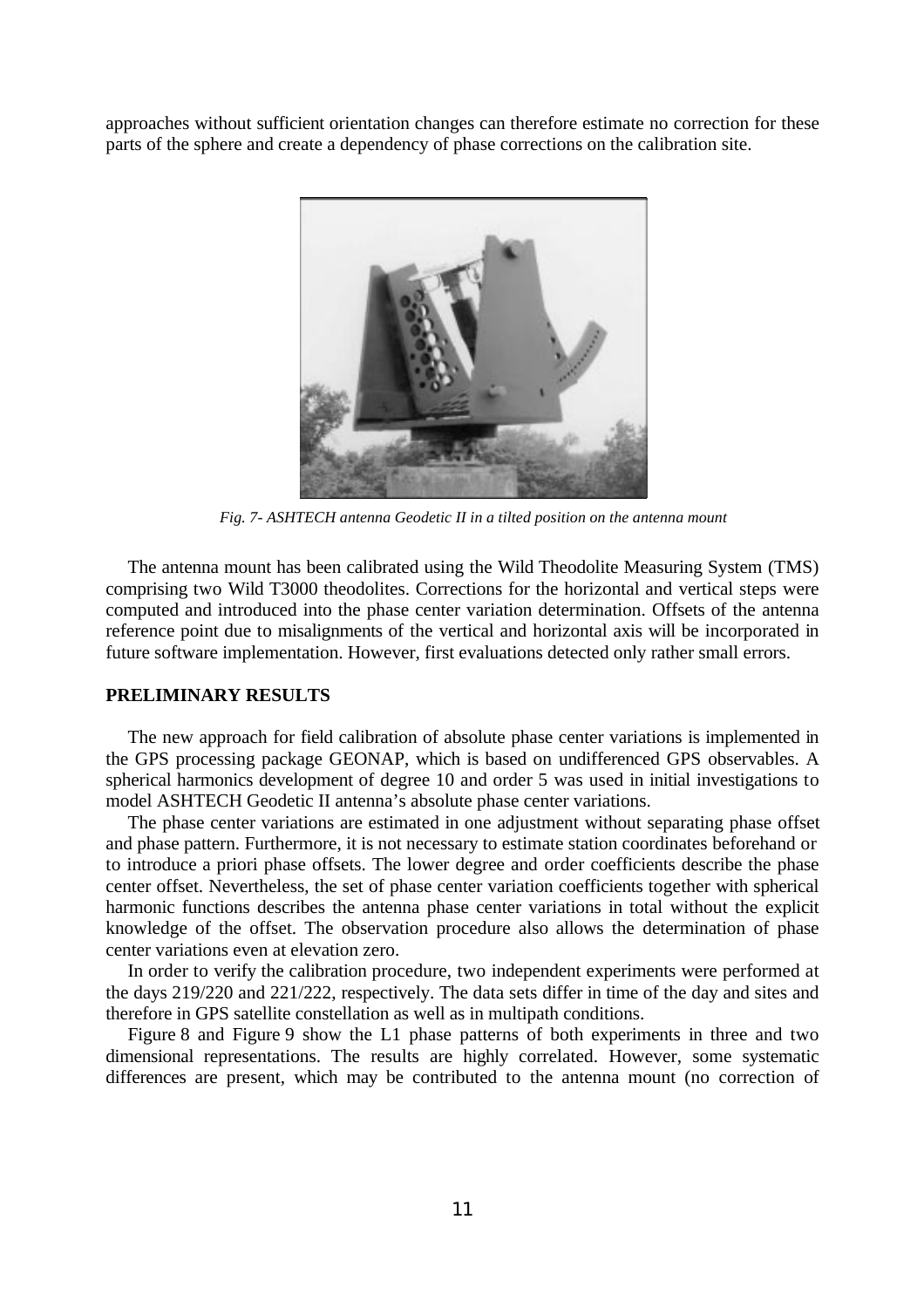approaches without sufficient orientation changes can therefore estimate no correction for these parts of the sphere and create a dependency of phase corrections on the calibration site.

*Fig. 7- ASHTECH antenna Geodetic II in a tilted position on the antenna mount*

The antenna mount has been calibrated using the Wild Theodolite Measuring System (TMS) comprising two Wild T3000 theodolites. Corrections for the horizontal and vertical steps were computed and introduced into the phase center variation determination. Offsets of the antenna reference point due to misalignments of the vertical and horizontal axis will be incorporated in future software implementation. However, first evaluations detected only rather small errors.

## PRELIMINARY RESULTS

The new approach for field calibration of absolute phase center variations is implemented in the GPS processing package GEONAP, which is based on undifferenced GPS observables. A spherical harmonics development of degree 10 and order 5 was used in initial investigations to model ASHTECH Geodetic II antenna's absolute phase center variations.

The phase center variations are estimated in one adjustment without separating phase offset and phase pattern. Furthermore, it is not necessary to estimate station coordinates beforehand or to introduce a priori phase offsets. The lower degree and order coefficients describe the phase center offset. Nevertheless, the set of phase center variation coefficients together with spherical harmonic functions describes the antenna phase center variations in total without the explicit knowledge of the offset. The observation procedure also allows the determination of phase center variations even at elevation zero.

In order to verify the calibration procedure, two independent experiments were performed at the days 219/220 and 221/222, respectively. The data sets differ in time of the day and sites and therefore in GPS satellite constellation as well as in multipath conditions.

Figure 8 and Figure 9 show the L1 phase patterns of both experiments in three and two dimensional representations. The results are highly correlated. However, some systematic differences are present, which may be contributed to the antenna mount (no correction of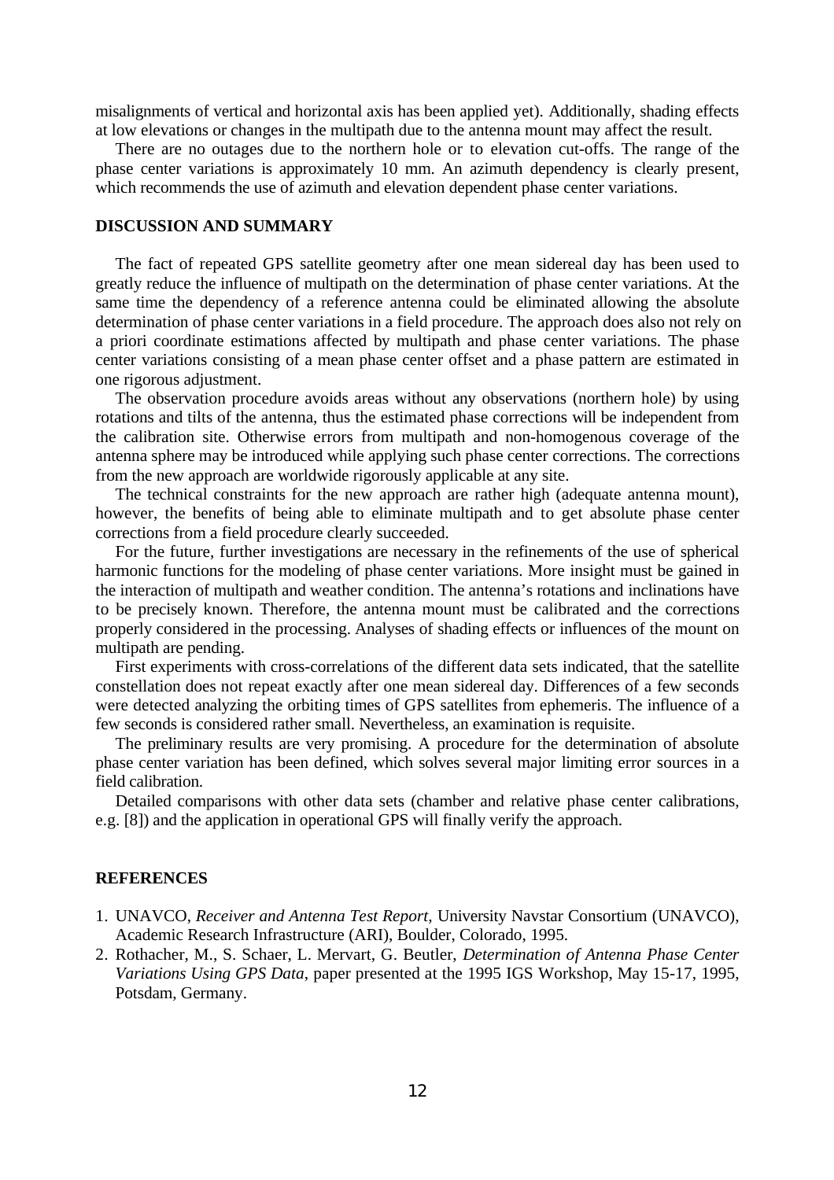misalignments of vertical and horizontal axis has been applied yet). Additionally, shading effects at low elevations or changes in the multipath due to the antenna mount may affect the result.

There are no outages due to the northern hole or to elevation cut-offs. The range of the phase center variations is approximately 10 mm. An azimuth dependency is clearly present, which recommends the use of azimuth and elevation dependent phase center variations.

## DISCUSSION AND SUMMARY

The fact of repeated GPS satellite geometry after one mean sidereal day has been used to greatly reduce the influence of multipath on the determination of phase center variations. At the same time the dependency of a reference antenna could be eliminated allowing the absolute determination of phase center variations in a field procedure. The approach does also not rely on a priori coordinate estimations affected by multipath and phase center variations. The phase center variations consisting of a mean phase center offset and a phase pattern are estimated in one rigorous adjustment.

The observation procedure avoids areas without any observations (northern hole) by using rotations and tilts of the antenna, thus the estimated phase corrections will be independent from the calibration site. Otherwise errors from multipath and non-homogenous coverage of the antenna sphere may be introduced while applying such phase center corrections. The corrections from the new approach are worldwide rigorously applicable at any site.

The technical constraints for the new approach are rather high (adequate antenna mount), however, the benefits of being able to eliminate multipath and to get absolute phase center corrections from a field procedure clearly succeeded.

For the future, further investigations are necessary in the refinements of the use of spherical harmonic functions for the modeling of phase center variations. More insight must be gained in the interaction of multipath and weather condition. The antenna's rotations and inclinations have to be precisely known. Therefore, the antenna mount must be calibrated and the corrections properly considered in the processing. Analyses of shading effects or influences of the mount on multipath are pending.

First experiments with cross-correlations of the different data sets indicated, that the satellite constellation does not repeat exactly after one mean sidereal day. Differences of a few seconds were detected analyzing the orbiting times of GPS satellites from ephemeris. The influence of a few seconds is considered rather small. Nevertheless, an examination is requisite.

The preliminary results are very promising. A procedure for the determination of absolute phase center variation has been defined, which solves several major limiting error sources in a field calibration.

Detailed comparisons with other data sets (chamber and relative phase center calibrations, e.g. [8]) and the application in operational GPS will finally verify the approach.

## REFERENCES

1. UNAVCO, *Receiver and Antenna Test Report*, University Navstar Consortium (UNAVCO), Academic Research Infrastructure (ARI), Boulder, Colorado, 1995.
2. Rothacher, M., S. Schaer, L. Mervart, G. Beutler, *Determination of Antenna Phase Center Variations Using GPS Data*, paper presented at the 1995 IGS Workshop, May 15-17, 1995, Potsdam, Germany.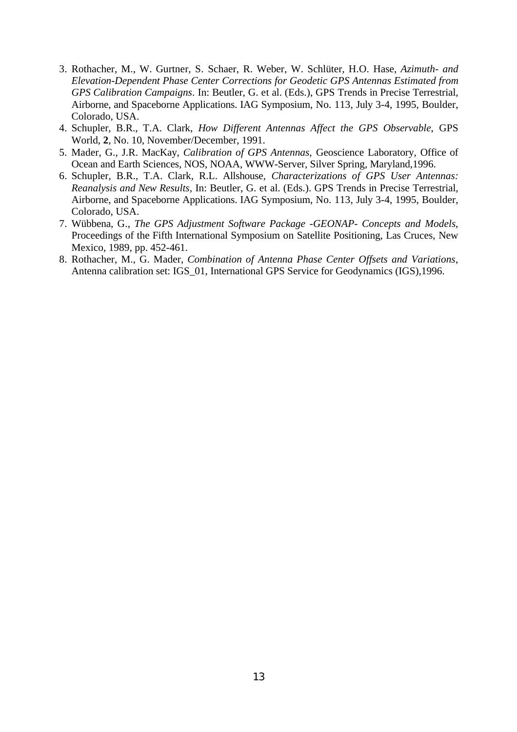3. Rothacher, M., W. Gurtner, S. Schaer, R. Weber, W. Schlüter, H.O. Hase, *Azimuth- and Elevation-Dependent Phase Center Corrections for Geodetic GPS Antennas Estimated from GPS Calibration Campaigns*. In: Beutler, G. et al. (Eds.), GPS Trends in Precise Terrestrial, Airborne, and Spaceborne Applications. IAG Symposium, No. 113, July 3-4, 1995, Boulder, Colorado, USA.
4. Schupler, B.R., T.A. Clark, *How Different Antennas Affect the GPS Observable*, GPS World, **2**, No. 10, November/December, 1991.
5. Mader, G., J.R. MacKay, *Calibration of GPS Antennas*, Geoscience Laboratory, Office of Ocean and Earth Sciences, NOS, NOAA, WWW-Server, Silver Spring, Maryland,1996.
6. Schupler, B.R., T.A. Clark, R.L. Allshouse, *Characterizations of GPS User Antennas: Reanalysis and New Results*, In: Beutler, G. et al. (Eds.). GPS Trends in Precise Terrestrial, Airborne, and Spaceborne Applications. IAG Symposium, No. 113, July 3-4, 1995, Boulder, Colorado, USA.
7. Wübbena, G., *The GPS Adjustment Software Package -GEONAP- Concepts and Models*, Proceedings of the Fifth International Symposium on Satellite Positioning, Las Cruces, New Mexico, 1989, pp. 452-461.
8. Rothacher, M., G. Mader, *Combination of Antenna Phase Center Offsets and Variations*, Antenna calibration set: IGS_01, International GPS Service for Geodynamics (IGS),1996.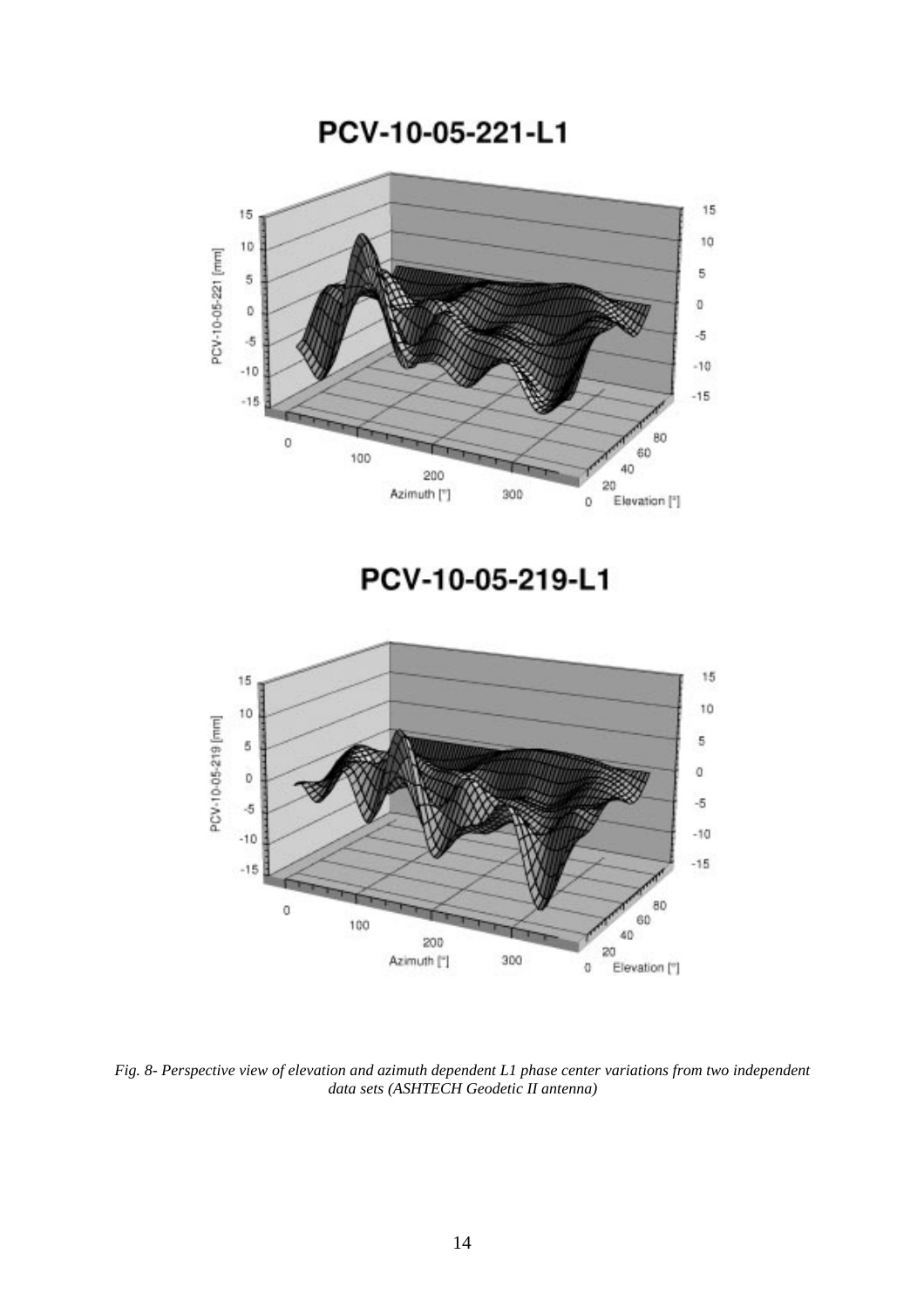PCV-10-05-221-L1

PCV-10-05-219-L1

*Fig. 8- Perspective view of elevation and azimuth dependent L1 phase center variations from two independent data sets (ASHTECH Geodetic II antenna)*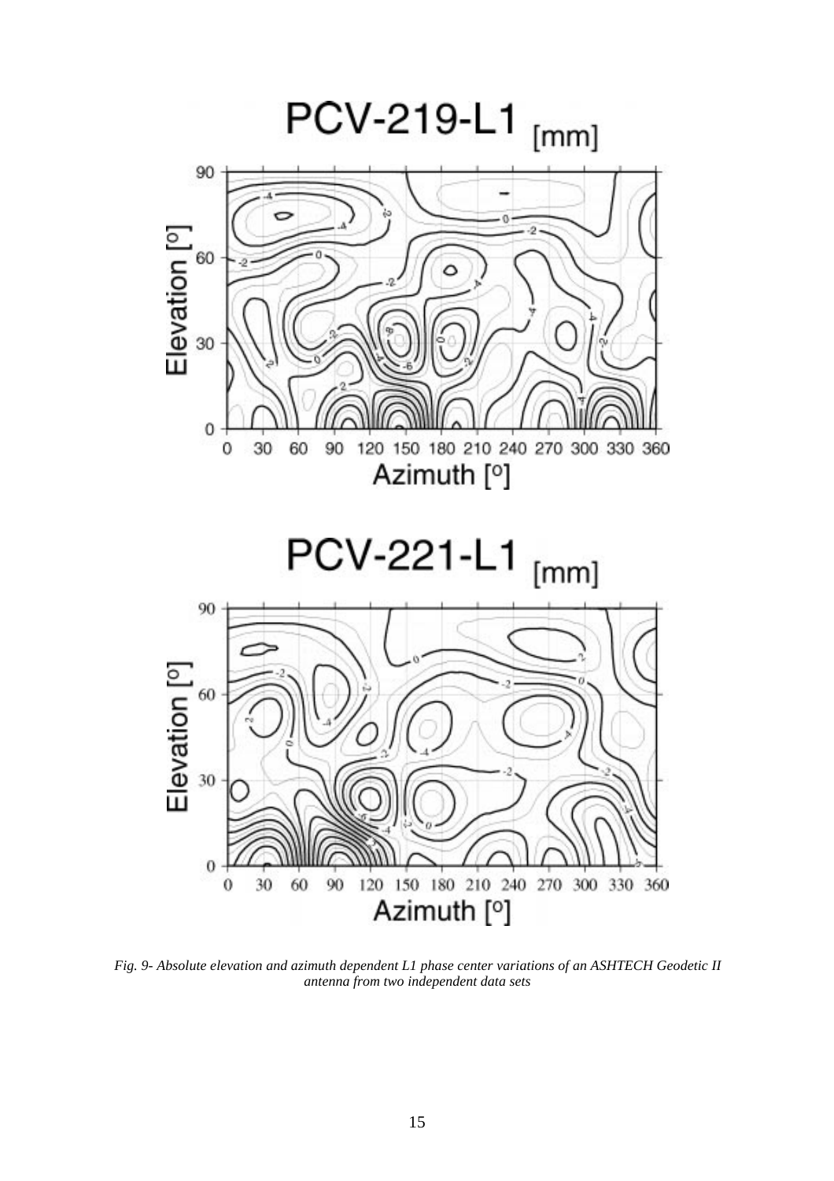PCV-219-L1 [mm]

Elevation [°]

Azimuth [°]

0 30 60 90 120 150 180 210 240 270 300 330 360

0 30 60 90

PCV-221-L1 [mm]

Elevation [°]

Azimuth [°]

0 30 60 90 120 150 180 210 240 270 300 330 360

0 30 60 90

*Fig. 9- Absolute elevation and azimuth dependent L1 phase center variations of an ASHTECH Geodetic II antenna from two independent data sets*